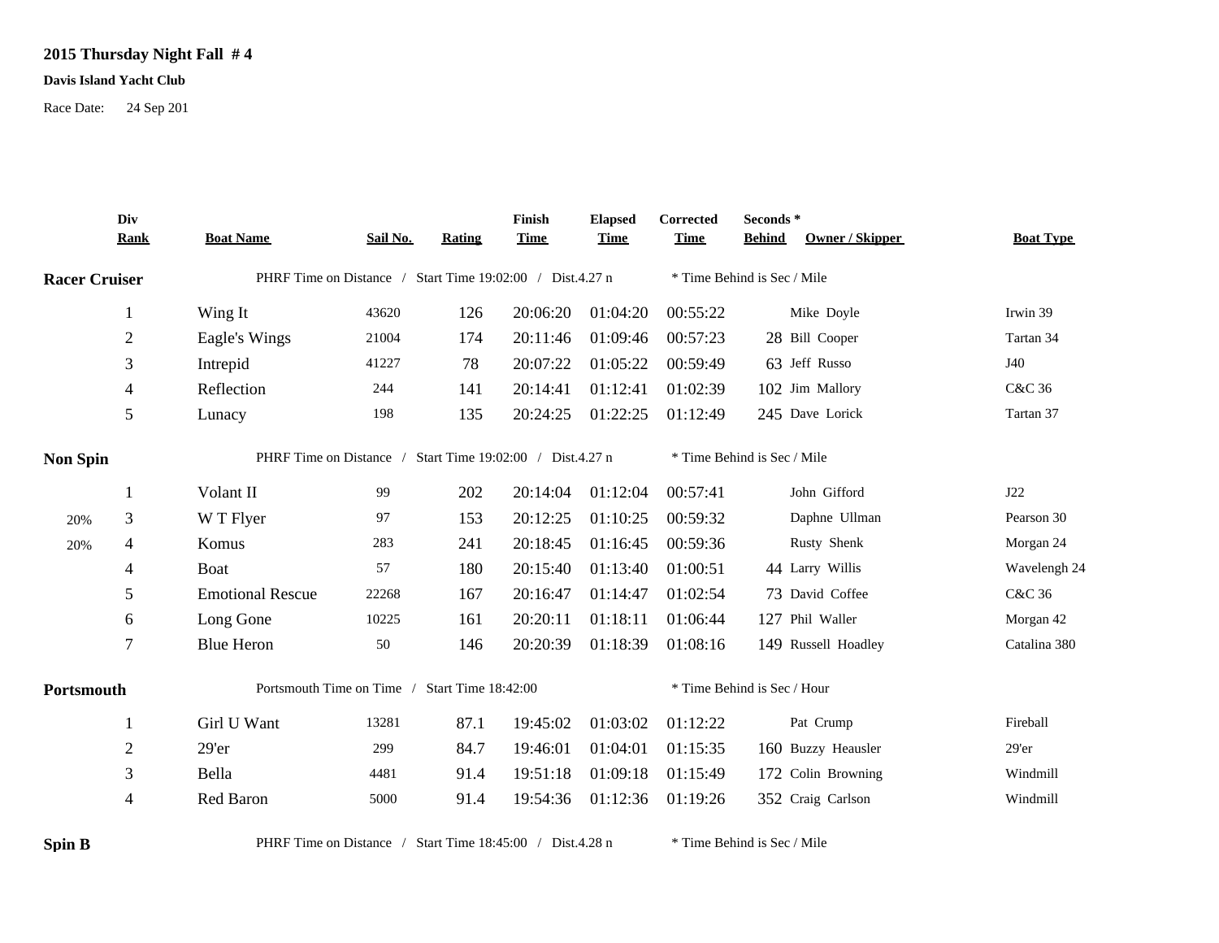# 2015 Thursday Night Fall # 4

**Davis Island Yacht Club**

Race Date: 24 Sep 201

| | Div Rank | Boat Name | Sail No. | Rating | Finish Time | Elapsed Time | Corrected Time | Seconds * Behind | Owner / Skipper | Boat Type |
|---|---|---|---|---|---|---|---|---|---|---|
| **Racer Cruiser** | | PHRF Time on Distance / Start Time 19:02:00 / Dist.4.27 n | | | | | * Time Behind is Sec / Mile | | | |
| | 1 | Wing It | 43620 | 126 | 20:06:20 | 01:04:20 | 00:55:22 | | Mike Doyle | Irwin 39 |
| | 2 | Eagle's Wings | 21004 | 174 | 20:11:46 | 01:09:46 | 00:57:23 | 28 | Bill Cooper | Tartan 34 |
| | 3 | Intrepid | 41227 | 78 | 20:07:22 | 01:05:22 | 00:59:49 | 63 | Jeff Russo | J40 |
| | 4 | Reflection | 244 | 141 | 20:14:41 | 01:12:41 | 01:02:39 | 102 | Jim Mallory | C&C 36 |
| | 5 | Lunacy | 198 | 135 | 20:24:25 | 01:22:25 | 01:12:49 | 245 | Dave Lorick | Tartan 37 |
| **Non Spin** | | PHRF Time on Distance / Start Time 19:02:00 / Dist.4.27 n | | | | | * Time Behind is Sec / Mile | | | |
| | 1 | Volant II | 99 | 202 | 20:14:04 | 01:12:04 | 00:57:41 | | John Gifford | J22 |
| 20% | 3 | W T Flyer | 97 | 153 | 20:12:25 | 01:10:25 | 00:59:32 | | Daphne Ullman | Pearson 30 |
| 20% | 4 | Komus | 283 | 241 | 20:18:45 | 01:16:45 | 00:59:36 | | Rusty Shenk | Morgan 24 |
| | 4 | Boat | 57 | 180 | 20:15:40 | 01:13:40 | 01:00:51 | 44 | Larry Willis | Wavelengh 24 |
| | 5 | Emotional Rescue | 22268 | 167 | 20:16:47 | 01:14:47 | 01:02:54 | 73 | David Coffee | C&C 36 |
| | 6 | Long Gone | 10225 | 161 | 20:20:11 | 01:18:11 | 01:06:44 | 127 | Phil Waller | Morgan 42 |
| | 7 | Blue Heron | 50 | 146 | 20:20:39 | 01:18:39 | 01:08:16 | 149 | Russell Hoadley | Catalina 380 |
| **Portsmouth** | | Portsmouth Time on Time / Start Time 18:42:00 | | | | | * Time Behind is Sec / Hour | | | |
| | 1 | Girl U Want | 13281 | 87.1 | 19:45:02 | 01:03:02 | 01:12:22 | | Pat Crump | Fireball |
| | 2 | 29'er | 299 | 84.7 | 19:46:01 | 01:04:01 | 01:15:35 | 160 | Buzzy Heausler | 29'er |
| | 3 | Bella | 4481 | 91.4 | 19:51:18 | 01:09:18 | 01:15:49 | 172 | Colin Browning | Windmill |
| | 4 | Red Baron | 5000 | 91.4 | 19:54:36 | 01:12:36 | 01:19:26 | 352 | Craig Carlson | Windmill |
| **Spin B** | | PHRF Time on Distance / Start Time 18:45:00 / Dist.4.28 n | | | | | * Time Behind is Sec / Mile | | | |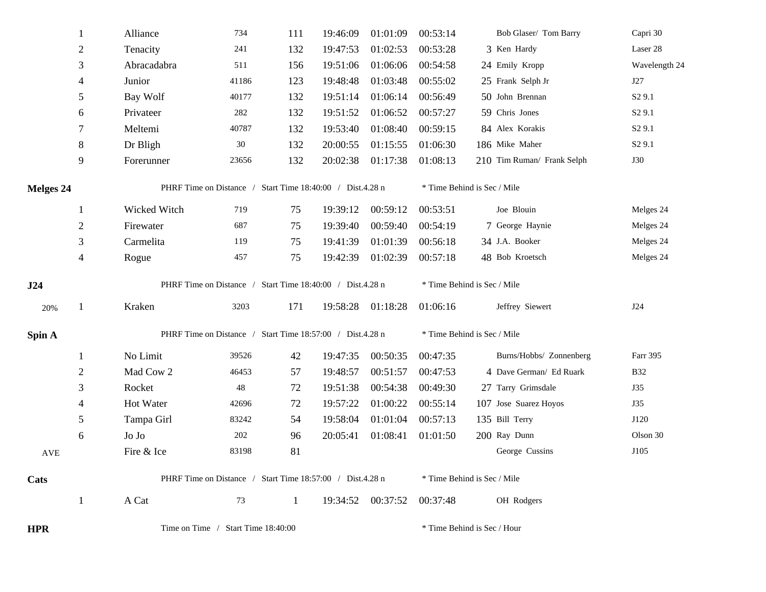| | Place | Boat | Sail # | Rating | Finish | Elapsed | Corrected | Behind* | Skipper | Type |
|---|---|---|---|---|---|---|---|---|---|---|
| | 1 | Alliance | 734 | 111 | 19:46:09 | 01:01:09 | 00:53:14 | | Bob Glaser/ Tom Barry | Capri 30 |
| | 2 | Tenacity | 241 | 132 | 19:47:53 | 01:02:53 | 00:53:28 | 3 | Ken Hardy | Laser 28 |
| | 3 | Abracadabra | 511 | 156 | 19:51:06 | 01:06:06 | 00:54:58 | 24 | Emily Kropp | Wavelength 24 |
| | 4 | Junior | 41186 | 123 | 19:48:48 | 01:03:48 | 00:55:02 | 25 | Frank Selph Jr | J27 |
| | 5 | Bay Wolf | 40177 | 132 | 19:51:14 | 01:06:14 | 00:56:49 | 50 | John Brennan | S2 9.1 |
| | 6 | Privateer | 282 | 132 | 19:51:52 | 01:06:52 | 00:57:27 | 59 | Chris Jones | S2 9.1 |
| | 7 | Meltemi | 40787 | 132 | 19:53:40 | 01:08:40 | 00:59:15 | 84 | Alex Korakis | S2 9.1 |
| | 8 | Dr Bligh | 30 | 132 | 20:00:55 | 01:15:55 | 01:06:30 | 186 | Mike Maher | S2 9.1 |
| | 9 | Forerunner | 23656 | 132 | 20:02:38 | 01:17:38 | 01:08:13 | 210 | Tim Ruman/ Frank Selph | J30 |

**Melges 24** — PHRF Time on Distance / Start Time 18:40:00 / Dist.4.28 n — * Time Behind is Sec / Mile

| | Place | Boat | Sail # | Rating | Finish | Elapsed | Corrected | Behind* | Skipper | Type |
|---|---|---|---|---|---|---|---|---|---|---|
| | 1 | Wicked Witch | 719 | 75 | 19:39:12 | 00:59:12 | 00:53:51 | | Joe Blouin | Melges 24 |
| | 2 | Firewater | 687 | 75 | 19:39:40 | 00:59:40 | 00:54:19 | 7 | George Haynie | Melges 24 |
| | 3 | Carmelita | 119 | 75 | 19:41:39 | 01:01:39 | 00:56:18 | 34 | J.A. Booker | Melges 24 |
| | 4 | Rogue | 457 | 75 | 19:42:39 | 01:02:39 | 00:57:18 | 48 | Bob Kroetsch | Melges 24 |

**J24** — PHRF Time on Distance / Start Time 18:40:00 / Dist.4.28 n — * Time Behind is Sec / Mile

| | Place | Boat | Sail # | Rating | Finish | Elapsed | Corrected | Behind* | Skipper | Type |
|---|---|---|---|---|---|---|---|---|---|---|
| 20% | 1 | Kraken | 3203 | 171 | 19:58:28 | 01:18:28 | 01:06:16 | | Jeffrey Siewert | J24 |

**Spin A** — PHRF Time on Distance / Start Time 18:57:00 / Dist.4.28 n — * Time Behind is Sec / Mile

| | Place | Boat | Sail # | Rating | Finish | Elapsed | Corrected | Behind* | Skipper | Type |
|---|---|---|---|---|---|---|---|---|---|---|
| | 1 | No Limit | 39526 | 42 | 19:47:35 | 00:50:35 | 00:47:35 | | Burns/Hobbs/ Zonnenberg | Farr 395 |
| | 2 | Mad Cow 2 | 46453 | 57 | 19:48:57 | 00:51:57 | 00:47:53 | 4 | Dave German/ Ed Ruark | B32 |
| | 3 | Rocket | 48 | 72 | 19:51:38 | 00:54:38 | 00:49:30 | 27 | Tarry Grimsdale | J35 |
| | 4 | Hot Water | 42696 | 72 | 19:57:22 | 01:00:22 | 00:55:14 | 107 | Jose Suarez Hoyos | J35 |
| | 5 | Tampa Girl | 83242 | 54 | 19:58:04 | 01:01:04 | 00:57:13 | 135 | Bill Terry | J120 |
| | 6 | Jo Jo | 202 | 96 | 20:05:41 | 01:08:41 | 01:01:50 | 200 | Ray Dunn | Olson 30 |
| AVE | | Fire & Ice | 83198 | 81 | | | | | George Cussins | J105 |

**Cats** — PHRF Time on Distance / Start Time 18:57:00 / Dist.4.28 n — * Time Behind is Sec / Mile

| | Place | Boat | Sail # | Rating | Finish | Elapsed | Corrected | Behind* | Skipper | Type |
|---|---|---|---|---|---|---|---|---|---|---|
| | 1 | A Cat | 73 | 1 | 19:34:52 | 00:37:52 | 00:37:48 | | OH Rodgers | |

**HPR** — Time on Time / Start Time 18:40:00 — * Time Behind is Sec / Hour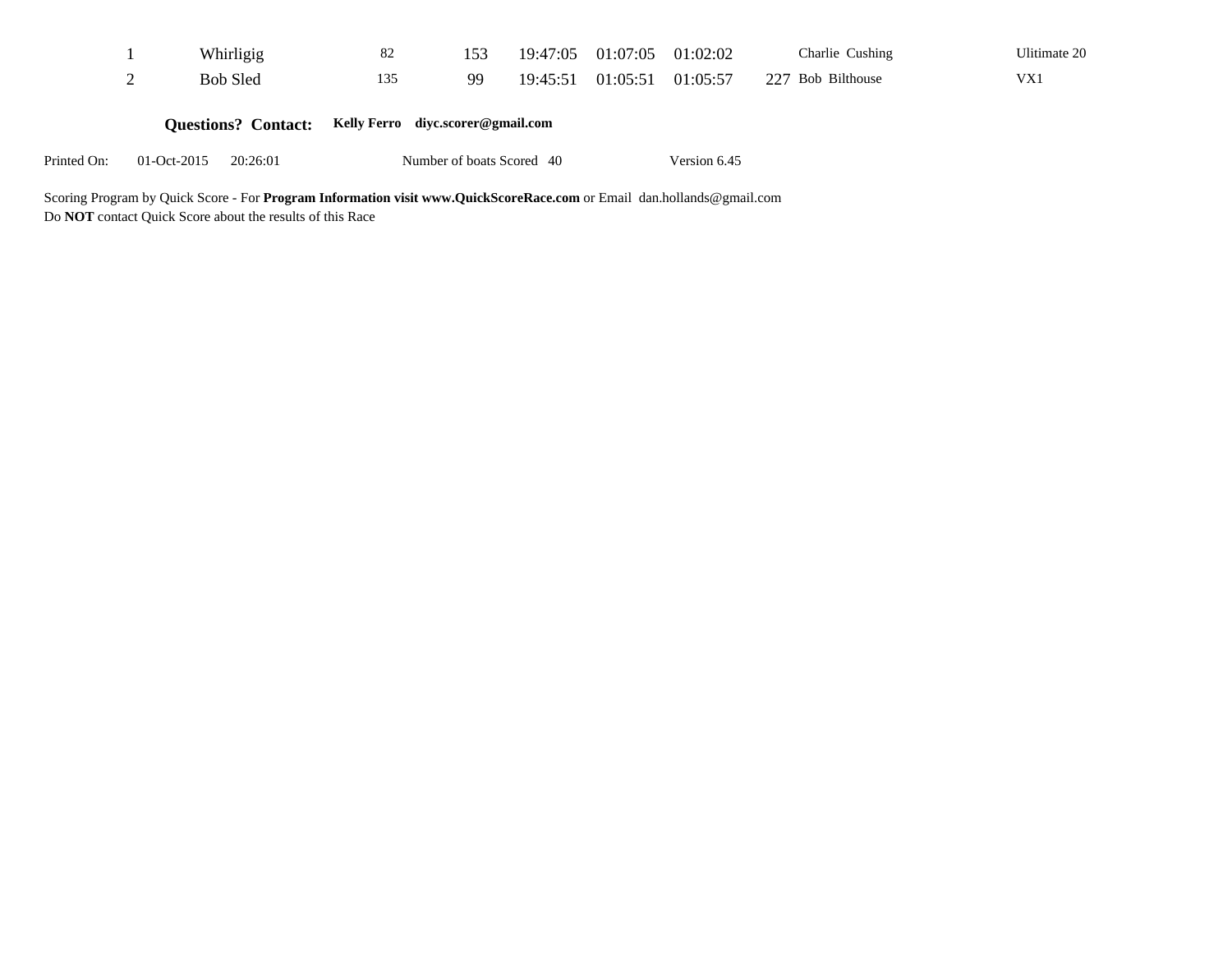| | | | | | | | | | |
|---|---|---|---|---|---|---|---|---|---|
| 1 | Whirligig | 82 | 153 | 19:47:05 | 01:07:05 | 01:02:02 | | Charlie Cushing | Ulitimate 20 |
| 2 | Bob Sled | 135 | 99 | 19:45:51 | 01:05:51 | 01:05:57 | 227 | Bob Bilthouse | VX1 |

**Questions? Contact:** **Kelly Ferro diyc.scorer@gmail.com**

Printed On: 01-Oct-2015 20:26:01 Number of boats Scored 40 Version 6.45

Scoring Program by Quick Score - For **Program Information visit www.QuickScoreRace.com** or Email dan.hollands@gmail.com
Do **NOT** contact Quick Score about the results of this Race